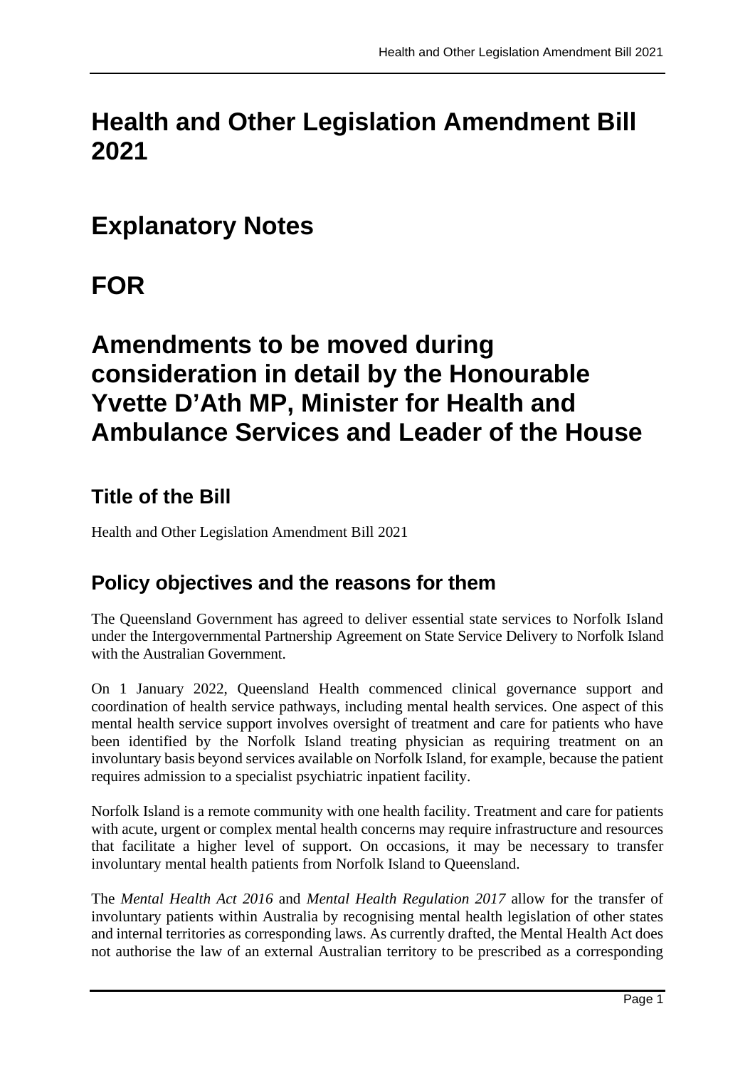# Health and Other Legislation Amendment Bill 2021

# Explanatory Notes

# FOR

# Amendments to be moved during consideration in detail by the Honourable Yvette D'Ath MP, Minister for Health and Ambulance Services and Leader of the House

## Title of the Bill

Health and Other Legislation Amendment Bill 2021

## Policy objectives and the reasons for them

The Queensland Government has agreed to deliver essential state services to Norfolk Island under the Intergovernmental Partnership Agreement on State Service Delivery to Norfolk Island with the Australian Government.

On 1 January 2022, Queensland Health commenced clinical governance support and coordination of health service pathways, including mental health services. One aspect of this mental health service support involves oversight of treatment and care for patients who have been identified by the Norfolk Island treating physician as requiring treatment on an involuntary basis beyond services available on Norfolk Island, for example, because the patient requires admission to a specialist psychiatric inpatient facility.

Norfolk Island is a remote community with one health facility. Treatment and care for patients with acute, urgent or complex mental health concerns may require infrastructure and resources that facilitate a higher level of support. On occasions, it may be necessary to transfer involuntary mental health patients from Norfolk Island to Queensland.

The *Mental Health Act 2016* and *Mental Health Regulation 2017* allow for the transfer of involuntary patients within Australia by recognising mental health legislation of other states and internal territories as corresponding laws. As currently drafted, the Mental Health Act does not authorise the law of an external Australian territory to be prescribed as a corresponding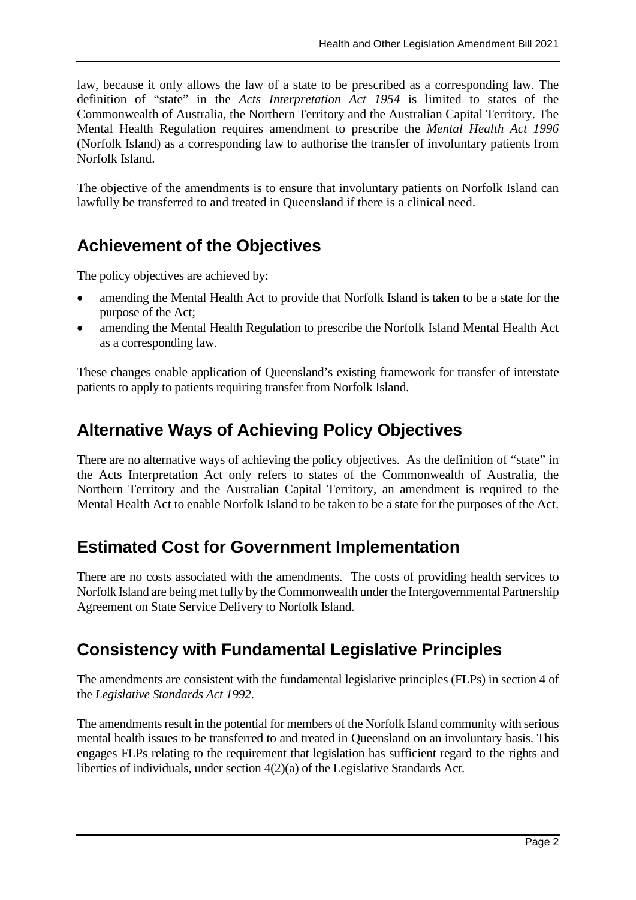law, because it only allows the law of a state to be prescribed as a corresponding law. The definition of "state" in the *Acts Interpretation Act 1954* is limited to states of the Commonwealth of Australia, the Northern Territory and the Australian Capital Territory. The Mental Health Regulation requires amendment to prescribe the *Mental Health Act 1996* (Norfolk Island) as a corresponding law to authorise the transfer of involuntary patients from Norfolk Island.

The objective of the amendments is to ensure that involuntary patients on Norfolk Island can lawfully be transferred to and treated in Queensland if there is a clinical need.

## Achievement of the Objectives

The policy objectives are achieved by:

- amending the Mental Health Act to provide that Norfolk Island is taken to be a state for the purpose of the Act;
- amending the Mental Health Regulation to prescribe the Norfolk Island Mental Health Act as a corresponding law.

These changes enable application of Queensland's existing framework for transfer of interstate patients to apply to patients requiring transfer from Norfolk Island.

## Alternative Ways of Achieving Policy Objectives

There are no alternative ways of achieving the policy objectives. As the definition of "state" in the Acts Interpretation Act only refers to states of the Commonwealth of Australia, the Northern Territory and the Australian Capital Territory, an amendment is required to the Mental Health Act to enable Norfolk Island to be taken to be a state for the purposes of the Act.

## Estimated Cost for Government Implementation

There are no costs associated with the amendments. The costs of providing health services to Norfolk Island are being met fully by the Commonwealth under the Intergovernmental Partnership Agreement on State Service Delivery to Norfolk Island.

## Consistency with Fundamental Legislative Principles

The amendments are consistent with the fundamental legislative principles (FLPs) in section 4 of the *Legislative Standards Act 1992*.

The amendments result in the potential for members of the Norfolk Island community with serious mental health issues to be transferred to and treated in Queensland on an involuntary basis. This engages FLPs relating to the requirement that legislation has sufficient regard to the rights and liberties of individuals, under section 4(2)(a) of the Legislative Standards Act.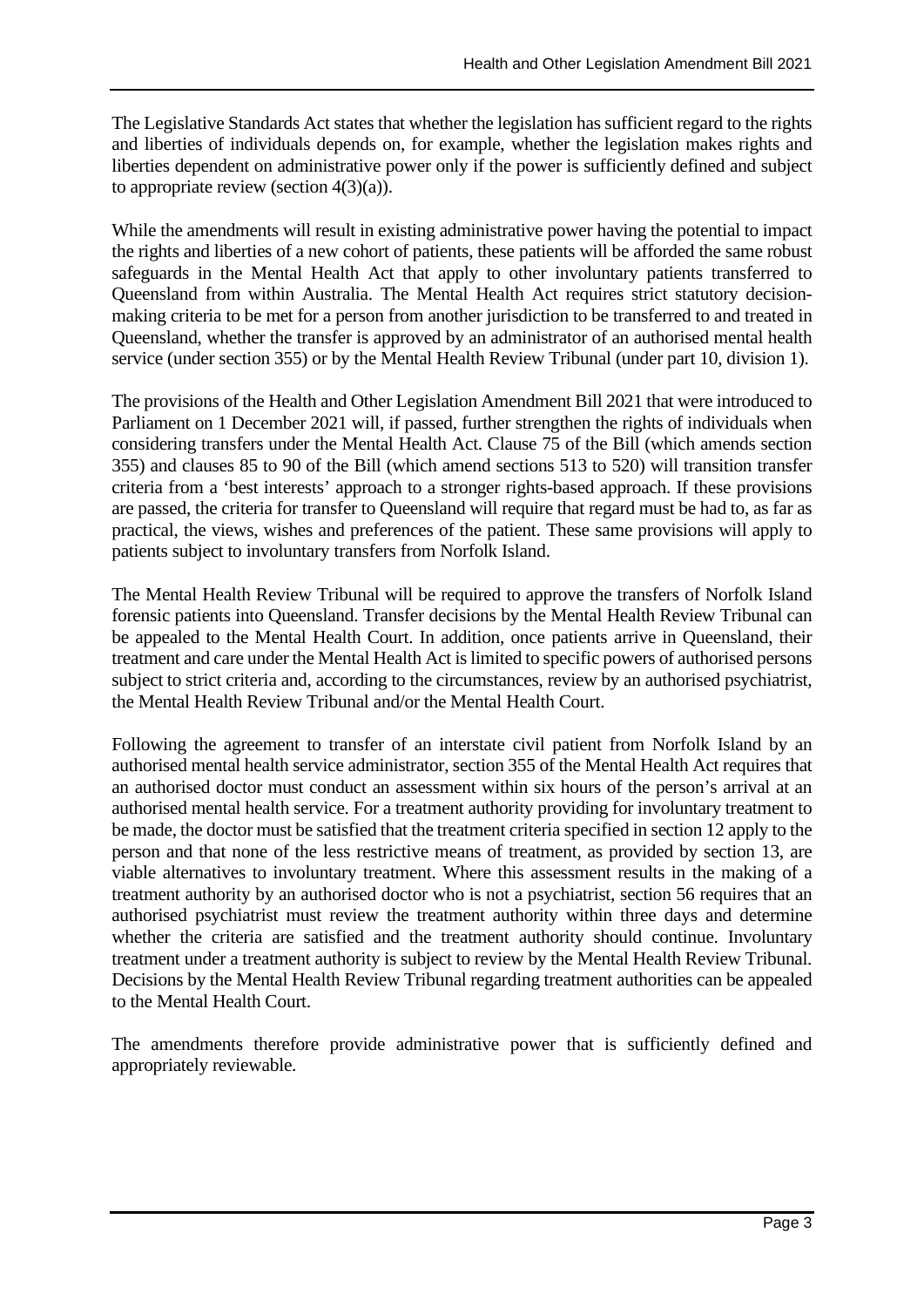The Legislative Standards Act states that whether the legislation has sufficient regard to the rights and liberties of individuals depends on, for example, whether the legislation makes rights and liberties dependent on administrative power only if the power is sufficiently defined and subject to appropriate review (section 4(3)(a)).

While the amendments will result in existing administrative power having the potential to impact the rights and liberties of a new cohort of patients, these patients will be afforded the same robust safeguards in the Mental Health Act that apply to other involuntary patients transferred to Queensland from within Australia. The Mental Health Act requires strict statutory decision-making criteria to be met for a person from another jurisdiction to be transferred to and treated in Queensland, whether the transfer is approved by an administrator of an authorised mental health service (under section 355) or by the Mental Health Review Tribunal (under part 10, division 1).

The provisions of the Health and Other Legislation Amendment Bill 2021 that were introduced to Parliament on 1 December 2021 will, if passed, further strengthen the rights of individuals when considering transfers under the Mental Health Act. Clause 75 of the Bill (which amends section 355) and clauses 85 to 90 of the Bill (which amend sections 513 to 520) will transition transfer criteria from a 'best interests' approach to a stronger rights-based approach. If these provisions are passed, the criteria for transfer to Queensland will require that regard must be had to, as far as practical, the views, wishes and preferences of the patient. These same provisions will apply to patients subject to involuntary transfers from Norfolk Island.

The Mental Health Review Tribunal will be required to approve the transfers of Norfolk Island forensic patients into Queensland. Transfer decisions by the Mental Health Review Tribunal can be appealed to the Mental Health Court. In addition, once patients arrive in Queensland, their treatment and care under the Mental Health Act is limited to specific powers of authorised persons subject to strict criteria and, according to the circumstances, review by an authorised psychiatrist, the Mental Health Review Tribunal and/or the Mental Health Court.

Following the agreement to transfer of an interstate civil patient from Norfolk Island by an authorised mental health service administrator, section 355 of the Mental Health Act requires that an authorised doctor must conduct an assessment within six hours of the person's arrival at an authorised mental health service. For a treatment authority providing for involuntary treatment to be made, the doctor must be satisfied that the treatment criteria specified in section 12 apply to the person and that none of the less restrictive means of treatment, as provided by section 13, are viable alternatives to involuntary treatment. Where this assessment results in the making of a treatment authority by an authorised doctor who is not a psychiatrist, section 56 requires that an authorised psychiatrist must review the treatment authority within three days and determine whether the criteria are satisfied and the treatment authority should continue. Involuntary treatment under a treatment authority is subject to review by the Mental Health Review Tribunal. Decisions by the Mental Health Review Tribunal regarding treatment authorities can be appealed to the Mental Health Court.

The amendments therefore provide administrative power that is sufficiently defined and appropriately reviewable.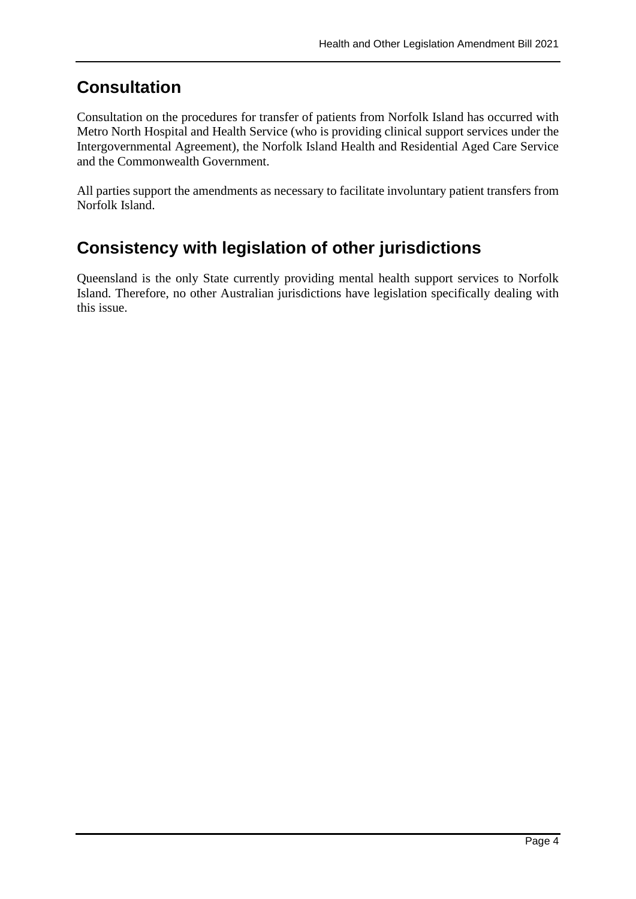## Consultation

Consultation on the procedures for transfer of patients from Norfolk Island has occurred with Metro North Hospital and Health Service (who is providing clinical support services under the Intergovernmental Agreement), the Norfolk Island Health and Residential Aged Care Service and the Commonwealth Government.

All parties support the amendments as necessary to facilitate involuntary patient transfers from Norfolk Island.

## Consistency with legislation of other jurisdictions

Queensland is the only State currently providing mental health support services to Norfolk Island. Therefore, no other Australian jurisdictions have legislation specifically dealing with this issue.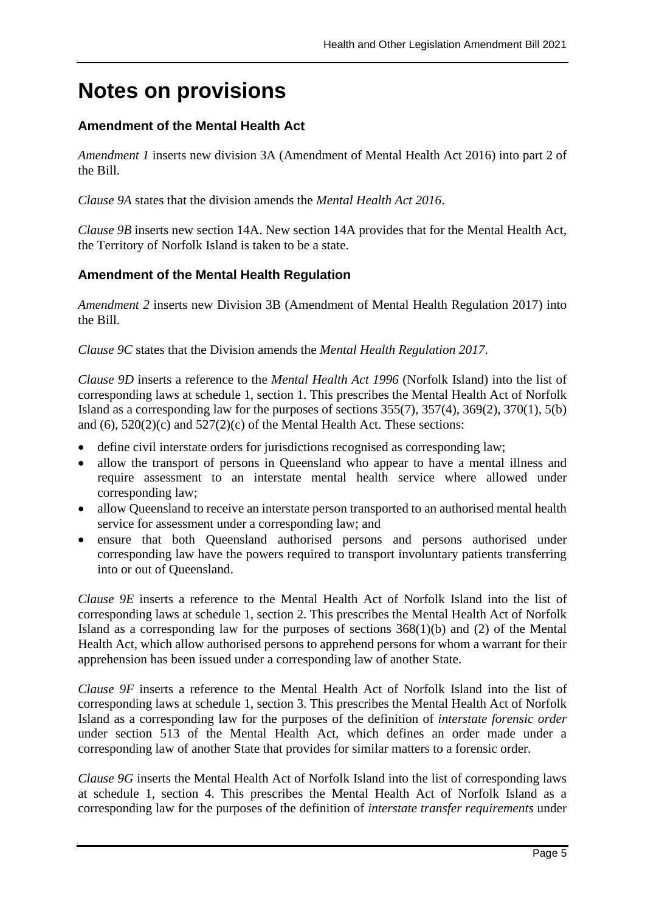# Notes on provisions

### Amendment of the Mental Health Act

*Amendment 1* inserts new division 3A (Amendment of Mental Health Act 2016) into part 2 of the Bill.

*Clause 9A* states that the division amends the *Mental Health Act 2016*.

*Clause 9B* inserts new section 14A. New section 14A provides that for the Mental Health Act, the Territory of Norfolk Island is taken to be a state.

### Amendment of the Mental Health Regulation

*Amendment 2* inserts new Division 3B (Amendment of Mental Health Regulation 2017) into the Bill.

*Clause 9C* states that the Division amends the *Mental Health Regulation 2017*.

*Clause 9D* inserts a reference to the *Mental Health Act 1996* (Norfolk Island) into the list of corresponding laws at schedule 1, section 1. This prescribes the Mental Health Act of Norfolk Island as a corresponding law for the purposes of sections 355(7), 357(4), 369(2), 370(1), 5(b) and (6), 520(2)(c) and 527(2)(c) of the Mental Health Act. These sections:

- define civil interstate orders for jurisdictions recognised as corresponding law;
- allow the transport of persons in Queensland who appear to have a mental illness and require assessment to an interstate mental health service where allowed under corresponding law;
- allow Queensland to receive an interstate person transported to an authorised mental health service for assessment under a corresponding law; and
- ensure that both Queensland authorised persons and persons authorised under corresponding law have the powers required to transport involuntary patients transferring into or out of Queensland.

*Clause 9E* inserts a reference to the Mental Health Act of Norfolk Island into the list of corresponding laws at schedule 1, section 2. This prescribes the Mental Health Act of Norfolk Island as a corresponding law for the purposes of sections 368(1)(b) and (2) of the Mental Health Act, which allow authorised persons to apprehend persons for whom a warrant for their apprehension has been issued under a corresponding law of another State.

*Clause 9F* inserts a reference to the Mental Health Act of Norfolk Island into the list of corresponding laws at schedule 1, section 3. This prescribes the Mental Health Act of Norfolk Island as a corresponding law for the purposes of the definition of *interstate forensic order* under section 513 of the Mental Health Act, which defines an order made under a corresponding law of another State that provides for similar matters to a forensic order.

*Clause 9G* inserts the Mental Health Act of Norfolk Island into the list of corresponding laws at schedule 1, section 4. This prescribes the Mental Health Act of Norfolk Island as a corresponding law for the purposes of the definition of *interstate transfer requirements* under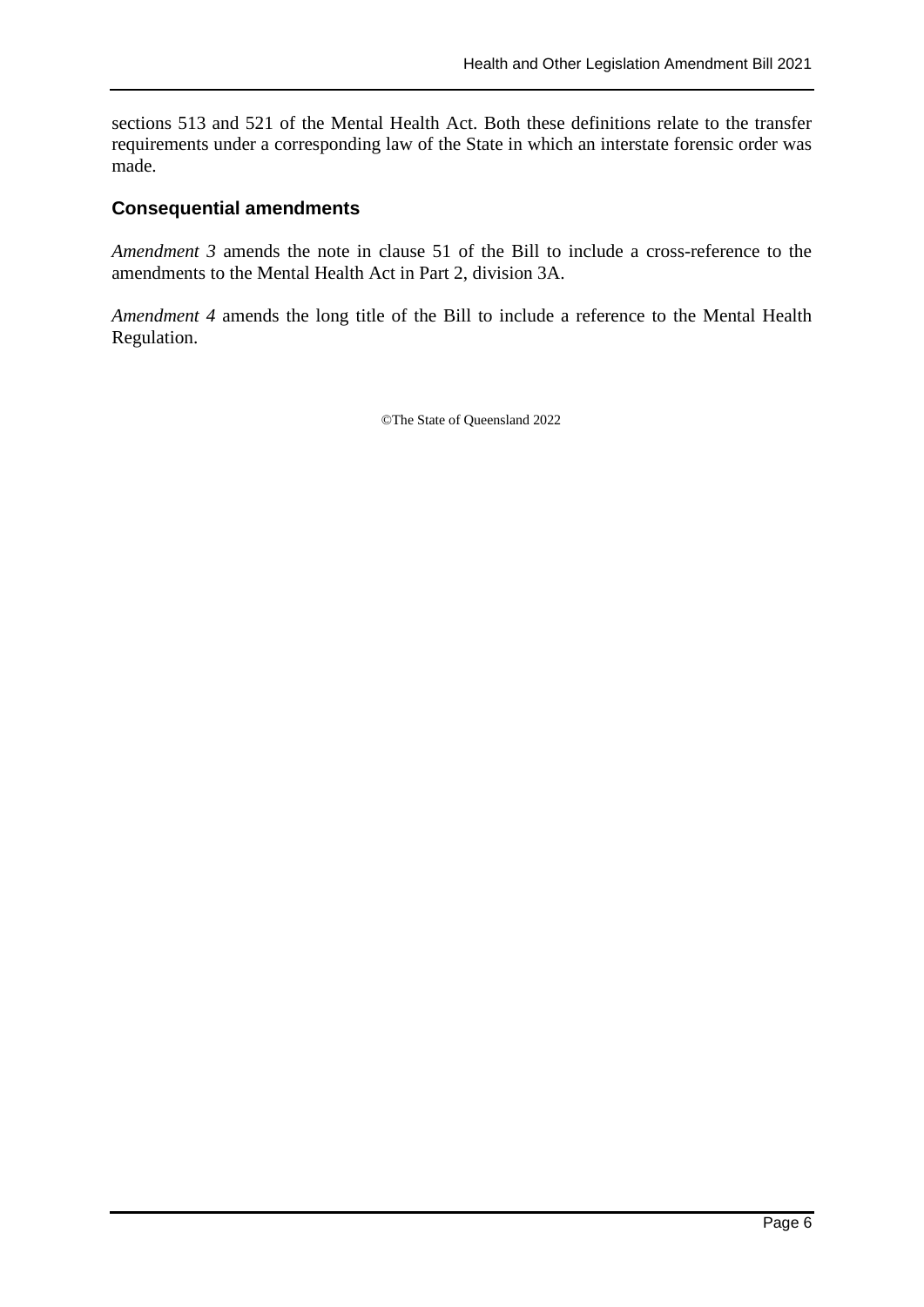sections 513 and 521 of the Mental Health Act. Both these definitions relate to the transfer requirements under a corresponding law of the State in which an interstate forensic order was made.

## Consequential amendments

*Amendment 3* amends the note in clause 51 of the Bill to include a cross-reference to the amendments to the Mental Health Act in Part 2, division 3A.

*Amendment 4* amends the long title of the Bill to include a reference to the Mental Health Regulation.

©The State of Queensland 2022